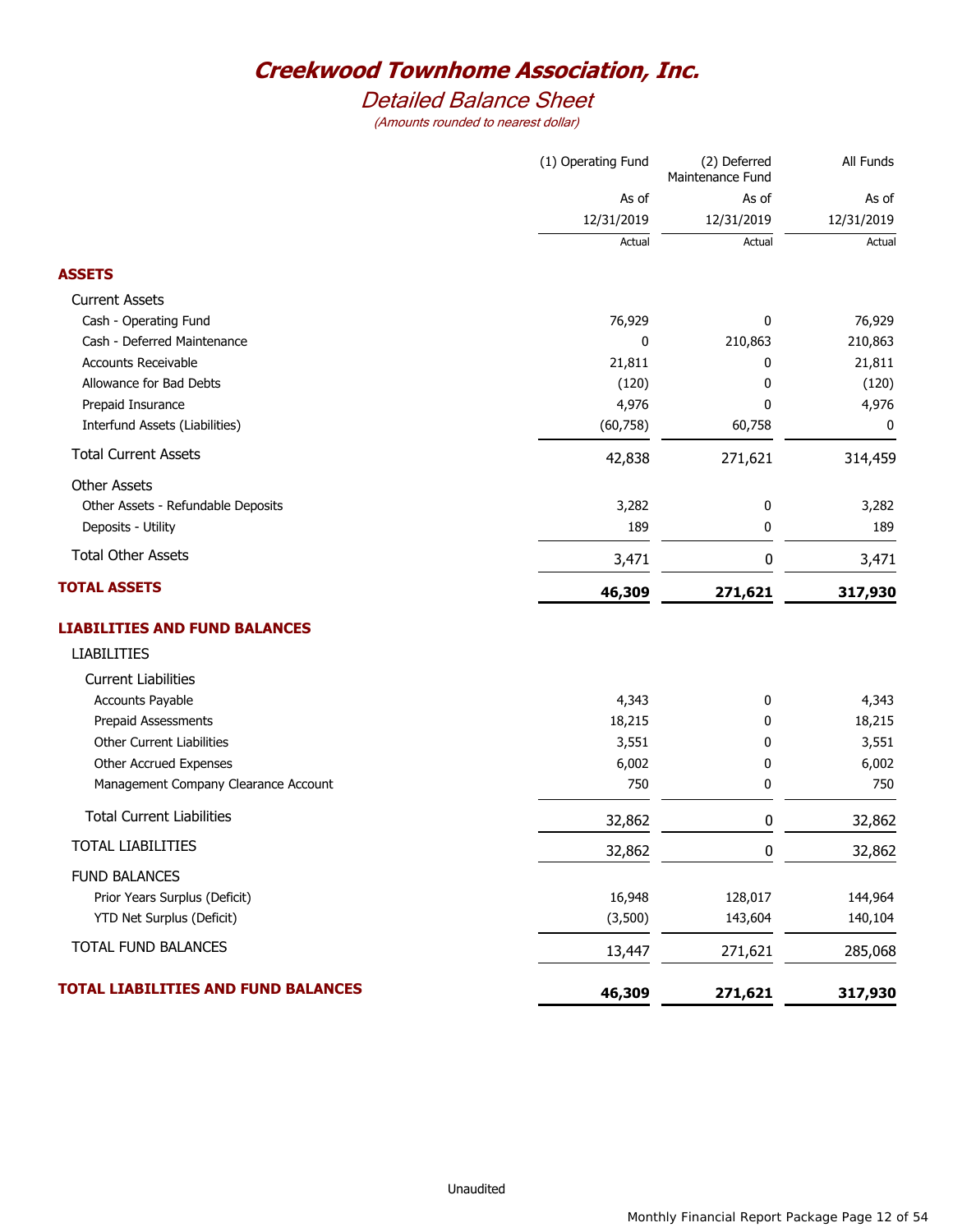# Creekwood Townhome Association, Inc.

## Detailed Balance Sheet

*(Amounts rounded to nearest dollar)*

| | (1) Operating Fund | (2) Deferred Maintenance Fund | All Funds |
|---|---|---|---|
| | As of 12/31/2019 Actual | As of 12/31/2019 Actual | As of 12/31/2019 Actual |
| **ASSETS** | | | |
| Current Assets | | | |
| Cash - Operating Fund | 76,929 | 0 | 76,929 |
| Cash - Deferred Maintenance | 0 | 210,863 | 210,863 |
| Accounts Receivable | 21,811 | 0 | 21,811 |
| Allowance for Bad Debts | (120) | 0 | (120) |
| Prepaid Insurance | 4,976 | 0 | 4,976 |
| Interfund Assets (Liabilities) | (60,758) | 60,758 | 0 |
| Total Current Assets | 42,838 | 271,621 | 314,459 |
| Other Assets | | | |
| Other Assets - Refundable Deposits | 3,282 | 0 | 3,282 |
| Deposits - Utility | 189 | 0 | 189 |
| Total Other Assets | 3,471 | 0 | 3,471 |
| **TOTAL ASSETS** | **46,309** | **271,621** | **317,930** |
| **LIABILITIES AND FUND BALANCES** | | | |
| LIABILITIES | | | |
| Current Liabilities | | | |
| Accounts Payable | 4,343 | 0 | 4,343 |
| Prepaid Assessments | 18,215 | 0 | 18,215 |
| Other Current Liabilities | 3,551 | 0 | 3,551 |
| Other Accrued Expenses | 6,002 | 0 | 6,002 |
| Management Company Clearance Account | 750 | 0 | 750 |
| Total Current Liabilities | 32,862 | 0 | 32,862 |
| TOTAL LIABILITIES | 32,862 | 0 | 32,862 |
| FUND BALANCES | | | |
| Prior Years Surplus (Deficit) | 16,948 | 128,017 | 144,964 |
| YTD Net Surplus (Deficit) | (3,500) | 143,604 | 140,104 |
| TOTAL FUND BALANCES | 13,447 | 271,621 | 285,068 |
| **TOTAL LIABILITIES AND FUND BALANCES** | **46,309** | **271,621** | **317,930** |

Unaudited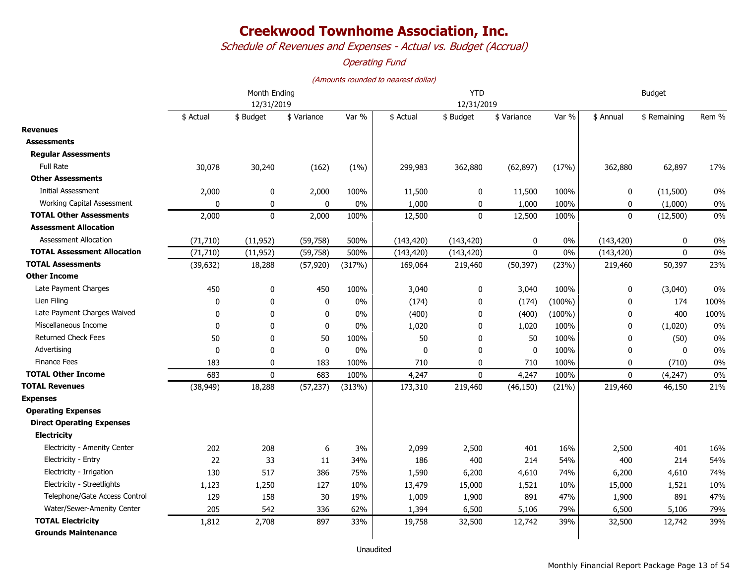# Creekwood Townhome Association, Inc.

*Schedule of Revenues and Expenses - Actual vs. Budget (Accrual)*

*Operating Fund*

*(Amounts rounded to nearest dollar)*

| | Month Ending 12/31/2019 | | | | YTD 12/31/2019 | | | | Budget | | |
|---|---|---|---|---|---|---|---|---|---|---|---|
| | $ Actual | $ Budget | $ Variance | Var % | $ Actual | $ Budget | $ Variance | Var % | $ Annual | $ Remaining | Rem % |
| **Revenues** | | | | | | | | | | | |
| **Assessments** | | | | | | | | | | | |
| **Regular Assessments** | | | | | | | | | | | |
| Full Rate | 30,078 | 30,240 | (162) | (1%) | 299,983 | 362,880 | (62,897) | (17%) | 362,880 | 62,897 | 17% |
| **Other Assessments** | | | | | | | | | | | |
| Initial Assessment | 2,000 | 0 | 2,000 | 100% | 11,500 | 0 | 11,500 | 100% | 0 | (11,500) | 0% |
| Working Capital Assessment | 0 | 0 | 0 | 0% | 1,000 | 0 | 1,000 | 100% | 0 | (1,000) | 0% |
| **TOTAL Other Assessments** | 2,000 | 0 | 2,000 | 100% | 12,500 | 0 | 12,500 | 100% | 0 | (12,500) | 0% |
| **Assessment Allocation** | | | | | | | | | | | |
| Assessment Allocation | (71,710) | (11,952) | (59,758) | 500% | (143,420) | (143,420) | 0 | 0% | (143,420) | 0 | 0% |
| **TOTAL Assessment Allocation** | (71,710) | (11,952) | (59,758) | 500% | (143,420) | (143,420) | 0 | 0% | (143,420) | 0 | 0% |
| **TOTAL Assessments** | (39,632) | 18,288 | (57,920) | (317%) | 169,064 | 219,460 | (50,397) | (23%) | 219,460 | 50,397 | 23% |
| **Other Income** | | | | | | | | | | | |
| Late Payment Charges | 450 | 0 | 450 | 100% | 3,040 | 0 | 3,040 | 100% | 0 | (3,040) | 0% |
| Lien Filing | 0 | 0 | 0 | 0% | (174) | 0 | (174) | (100%) | 0 | 174 | 100% |
| Late Payment Charges Waived | 0 | 0 | 0 | 0% | (400) | 0 | (400) | (100%) | 0 | 400 | 100% |
| Miscellaneous Income | 0 | 0 | 0 | 0% | 1,020 | 0 | 1,020 | 100% | 0 | (1,020) | 0% |
| Returned Check Fees | 50 | 0 | 50 | 100% | 50 | 0 | 50 | 100% | 0 | (50) | 0% |
| Advertising | 0 | 0 | 0 | 0% | 0 | 0 | 0 | 100% | 0 | 0 | 0% |
| Finance Fees | 183 | 0 | 183 | 100% | 710 | 0 | 710 | 100% | 0 | (710) | 0% |
| **TOTAL Other Income** | 683 | 0 | 683 | 100% | 4,247 | 0 | 4,247 | 100% | 0 | (4,247) | 0% |
| **TOTAL Revenues** | (38,949) | 18,288 | (57,237) | (313%) | 173,310 | 219,460 | (46,150) | (21%) | 219,460 | 46,150 | 21% |
| **Expenses** | | | | | | | | | | | |
| **Operating Expenses** | | | | | | | | | | | |
| **Direct Operating Expenses** | | | | | | | | | | | |
| **Electricity** | | | | | | | | | | | |
| Electricity - Amenity Center | 202 | 208 | 6 | 3% | 2,099 | 2,500 | 401 | 16% | 2,500 | 401 | 16% |
| Electricity - Entry | 22 | 33 | 11 | 34% | 186 | 400 | 214 | 54% | 400 | 214 | 54% |
| Electricity - Irrigation | 130 | 517 | 386 | 75% | 1,590 | 6,200 | 4,610 | 74% | 6,200 | 4,610 | 74% |
| Electricity - Streetlights | 1,123 | 1,250 | 127 | 10% | 13,479 | 15,000 | 1,521 | 10% | 15,000 | 1,521 | 10% |
| Telephone/Gate Access Control | 129 | 158 | 30 | 19% | 1,009 | 1,900 | 891 | 47% | 1,900 | 891 | 47% |
| Water/Sewer-Amenity Center | 205 | 542 | 336 | 62% | 1,394 | 6,500 | 5,106 | 79% | 6,500 | 5,106 | 79% |
| **TOTAL Electricity** | 1,812 | 2,708 | 897 | 33% | 19,758 | 32,500 | 12,742 | 39% | 32,500 | 12,742 | 39% |
| **Grounds Maintenance** | | | | | | | | | | | |

Unaudited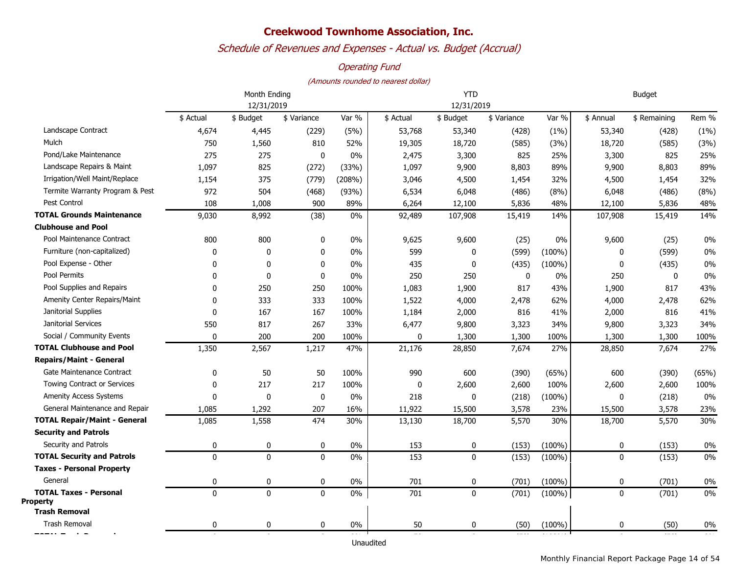# Creekwood Townhome Association, Inc.

*Schedule of Revenues and Expenses - Actual vs. Budget (Accrual)*

*Operating Fund*

*(Amounts rounded to nearest dollar)*

| | Month Ending 12/31/2019 | | | | YTD 12/31/2019 | | | | Budget | | |
|---|---|---|---|---|---|---|---|---|---|---|---|
| | $ Actual | $ Budget | $ Variance | Var % | $ Actual | $ Budget | $ Variance | Var % | $ Annual | $ Remaining | Rem % |
| Landscape Contract | 4,674 | 4,445 | (229) | (5%) | 53,768 | 53,340 | (428) | (1%) | 53,340 | (428) | (1%) |
| Mulch | 750 | 1,560 | 810 | 52% | 19,305 | 18,720 | (585) | (3%) | 18,720 | (585) | (3%) |
| Pond/Lake Maintenance | 275 | 275 | 0 | 0% | 2,475 | 3,300 | 825 | 25% | 3,300 | 825 | 25% |
| Landscape Repairs & Maint | 1,097 | 825 | (272) | (33%) | 1,097 | 9,900 | 8,803 | 89% | 9,900 | 8,803 | 89% |
| Irrigation/Well Maint/Replace | 1,154 | 375 | (779) | (208%) | 3,046 | 4,500 | 1,454 | 32% | 4,500 | 1,454 | 32% |
| Termite Warranty Program & Pest | 972 | 504 | (468) | (93%) | 6,534 | 6,048 | (486) | (8%) | 6,048 | (486) | (8%) |
| Pest Control | 108 | 1,008 | 900 | 89% | 6,264 | 12,100 | 5,836 | 48% | 12,100 | 5,836 | 48% |
| **TOTAL Grounds Maintenance** | 9,030 | 8,992 | (38) | 0% | 92,489 | 107,908 | 15,419 | 14% | 107,908 | 15,419 | 14% |
| **Clubhouse and Pool** | | | | | | | | | | | |
| Pool Maintenance Contract | 800 | 800 | 0 | 0% | 9,625 | 9,600 | (25) | 0% | 9,600 | (25) | 0% |
| Furniture (non-capitalized) | 0 | 0 | 0 | 0% | 599 | 0 | (599) | (100%) | 0 | (599) | 0% |
| Pool Expense - Other | 0 | 0 | 0 | 0% | 435 | 0 | (435) | (100%) | 0 | (435) | 0% |
| Pool Permits | 0 | 0 | 0 | 0% | 250 | 250 | 0 | 0% | 250 | 0 | 0% |
| Pool Supplies and Repairs | 0 | 250 | 250 | 100% | 1,083 | 1,900 | 817 | 43% | 1,900 | 817 | 43% |
| Amenity Center Repairs/Maint | 0 | 333 | 333 | 100% | 1,522 | 4,000 | 2,478 | 62% | 4,000 | 2,478 | 62% |
| Janitorial Supplies | 0 | 167 | 167 | 100% | 1,184 | 2,000 | 816 | 41% | 2,000 | 816 | 41% |
| Janitorial Services | 550 | 817 | 267 | 33% | 6,477 | 9,800 | 3,323 | 34% | 9,800 | 3,323 | 34% |
| Social / Community Events | 0 | 200 | 200 | 100% | 0 | 1,300 | 1,300 | 100% | 1,300 | 1,300 | 100% |
| **TOTAL Clubhouse and Pool** | 1,350 | 2,567 | 1,217 | 47% | 21,176 | 28,850 | 7,674 | 27% | 28,850 | 7,674 | 27% |
| **Repairs/Maint - General** | | | | | | | | | | | |
| Gate Maintenance Contract | 0 | 50 | 50 | 100% | 990 | 600 | (390) | (65%) | 600 | (390) | (65%) |
| Towing Contract or Services | 0 | 217 | 217 | 100% | 0 | 2,600 | 2,600 | 100% | 2,600 | 2,600 | 100% |
| Amenity Access Systems | 0 | 0 | 0 | 0% | 218 | 0 | (218) | (100%) | 0 | (218) | 0% |
| General Maintenance and Repair | 1,085 | 1,292 | 207 | 16% | 11,922 | 15,500 | 3,578 | 23% | 15,500 | 3,578 | 23% |
| **TOTAL Repair/Maint - General** | 1,085 | 1,558 | 474 | 30% | 13,130 | 18,700 | 5,570 | 30% | 18,700 | 5,570 | 30% |
| **Security and Patrols** | | | | | | | | | | | |
| Security and Patrols | 0 | 0 | 0 | 0% | 153 | 0 | (153) | (100%) | 0 | (153) | 0% |
| **TOTAL Security and Patrols** | 0 | 0 | 0 | 0% | 153 | 0 | (153) | (100%) | 0 | (153) | 0% |
| **Taxes - Personal Property** | | | | | | | | | | | |
| General | 0 | 0 | 0 | 0% | 701 | 0 | (701) | (100%) | 0 | (701) | 0% |
| **TOTAL Taxes - Personal Property** | 0 | 0 | 0 | 0% | 701 | 0 | (701) | (100%) | 0 | (701) | 0% |
| **Trash Removal** | | | | | | | | | | | |
| Trash Removal | 0 | 0 | 0 | 0% | 50 | 0 | (50) | (100%) | 0 | (50) | 0% |

Unaudited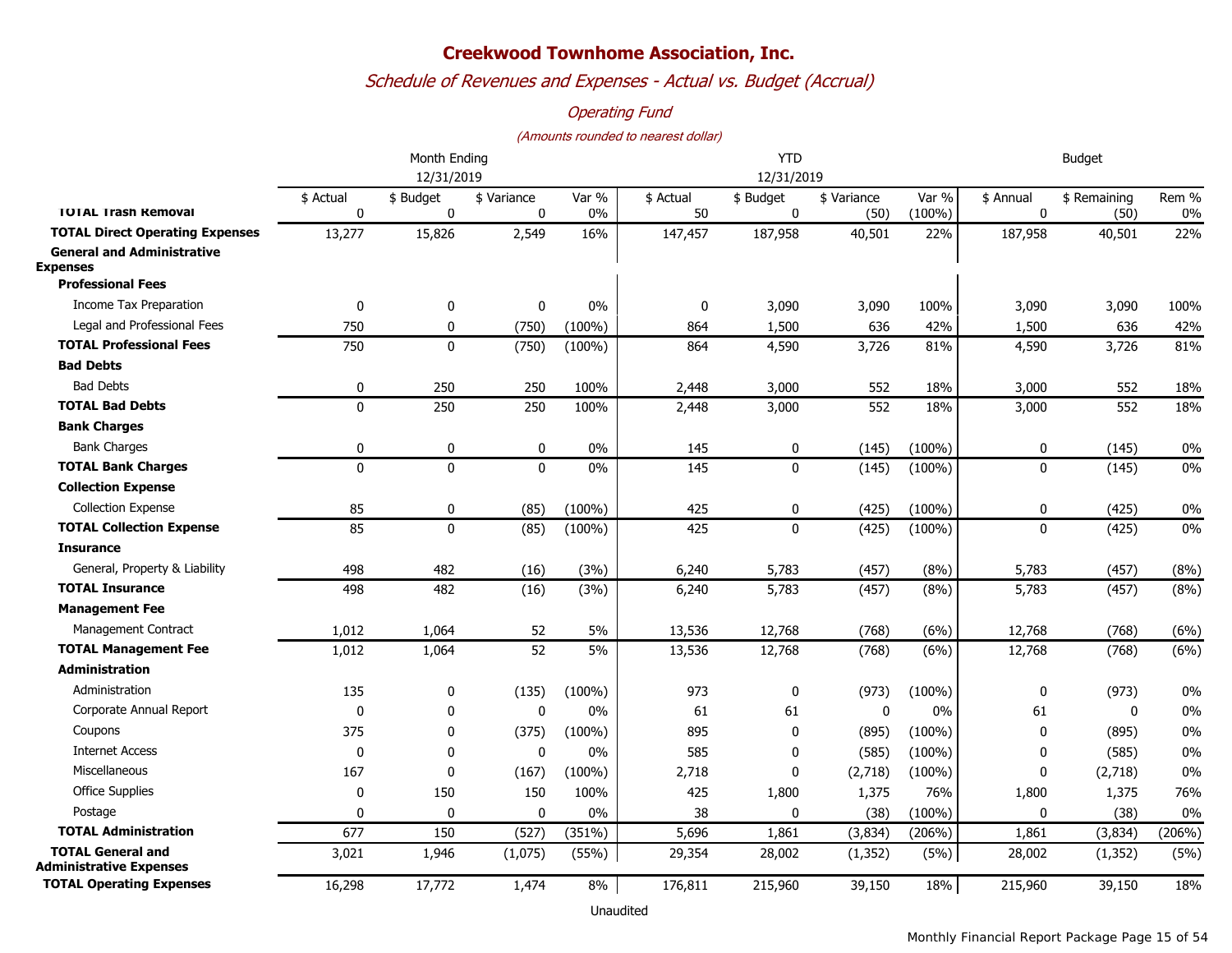# Creekwood Townhome Association, Inc.

## *Schedule of Revenues and Expenses - Actual vs. Budget (Accrual)*

### *Operating Fund*

*(Amounts rounded to nearest dollar)*

| | Month Ending 12/31/2019 | | | | YTD 12/31/2019 | | | | Budget | | |
|---|---|---|---|---|---|---|---|---|---|---|---|
| | $ Actual | $ Budget | $ Variance | Var % | $ Actual | $ Budget | $ Variance | Var % | $ Annual | $ Remaining | Rem % |
| **TOTAL Trash Removal** | 0 | 0 | 0 | 0% | 50 | 0 | (50) | (100%) | 0 | (50) | 0% |
| **TOTAL Direct Operating Expenses** | 13,277 | 15,826 | 2,549 | 16% | 147,457 | 187,958 | 40,501 | 22% | 187,958 | 40,501 | 22% |
| **General and Administrative Expenses** | | | | | | | | | | | |
| **Professional Fees** | | | | | | | | | | | |
| Income Tax Preparation | 0 | 0 | 0 | 0% | 0 | 3,090 | 3,090 | 100% | 3,090 | 3,090 | 100% |
| Legal and Professional Fees | 750 | 0 | (750) | (100%) | 864 | 1,500 | 636 | 42% | 1,500 | 636 | 42% |
| **TOTAL Professional Fees** | 750 | 0 | (750) | (100%) | 864 | 4,590 | 3,726 | 81% | 4,590 | 3,726 | 81% |
| **Bad Debts** | | | | | | | | | | | |
| Bad Debts | 0 | 250 | 250 | 100% | 2,448 | 3,000 | 552 | 18% | 3,000 | 552 | 18% |
| **TOTAL Bad Debts** | 0 | 250 | 250 | 100% | 2,448 | 3,000 | 552 | 18% | 3,000 | 552 | 18% |
| **Bank Charges** | | | | | | | | | | | |
| Bank Charges | 0 | 0 | 0 | 0% | 145 | 0 | (145) | (100%) | 0 | (145) | 0% |
| **TOTAL Bank Charges** | 0 | 0 | 0 | 0% | 145 | 0 | (145) | (100%) | 0 | (145) | 0% |
| **Collection Expense** | | | | | | | | | | | |
| Collection Expense | 85 | 0 | (85) | (100%) | 425 | 0 | (425) | (100%) | 0 | (425) | 0% |
| **TOTAL Collection Expense** | 85 | 0 | (85) | (100%) | 425 | 0 | (425) | (100%) | 0 | (425) | 0% |
| **Insurance** | | | | | | | | | | | |
| General, Property & Liability | 498 | 482 | (16) | (3%) | 6,240 | 5,783 | (457) | (8%) | 5,783 | (457) | (8%) |
| **TOTAL Insurance** | 498 | 482 | (16) | (3%) | 6,240 | 5,783 | (457) | (8%) | 5,783 | (457) | (8%) |
| **Management Fee** | | | | | | | | | | | |
| Management Contract | 1,012 | 1,064 | 52 | 5% | 13,536 | 12,768 | (768) | (6%) | 12,768 | (768) | (6%) |
| **TOTAL Management Fee** | 1,012 | 1,064 | 52 | 5% | 13,536 | 12,768 | (768) | (6%) | 12,768 | (768) | (6%) |
| **Administration** | | | | | | | | | | | |
| Administration | 135 | 0 | (135) | (100%) | 973 | 0 | (973) | (100%) | 0 | (973) | 0% |
| Corporate Annual Report | 0 | 0 | 0 | 0% | 61 | 61 | 0 | 0% | 61 | 0 | 0% |
| Coupons | 375 | 0 | (375) | (100%) | 895 | 0 | (895) | (100%) | 0 | (895) | 0% |
| Internet Access | 0 | 0 | 0 | 0% | 585 | 0 | (585) | (100%) | 0 | (585) | 0% |
| Miscellaneous | 167 | 0 | (167) | (100%) | 2,718 | 0 | (2,718) | (100%) | 0 | (2,718) | 0% |
| Office Supplies | 0 | 150 | 150 | 100% | 425 | 1,800 | 1,375 | 76% | 1,800 | 1,375 | 76% |
| Postage | 0 | 0 | 0 | 0% | 38 | 0 | (38) | (100%) | 0 | (38) | 0% |
| **TOTAL Administration** | 677 | 150 | (527) | (351%) | 5,696 | 1,861 | (3,834) | (206%) | 1,861 | (3,834) | (206%) |
| **TOTAL General and Administrative Expenses** | 3,021 | 1,946 | (1,075) | (55%) | 29,354 | 28,002 | (1,352) | (5%) | 28,002 | (1,352) | (5%) |
| **TOTAL Operating Expenses** | 16,298 | 17,772 | 1,474 | 8% | 176,811 | 215,960 | 39,150 | 18% | 215,960 | 39,150 | 18% |

Unaudited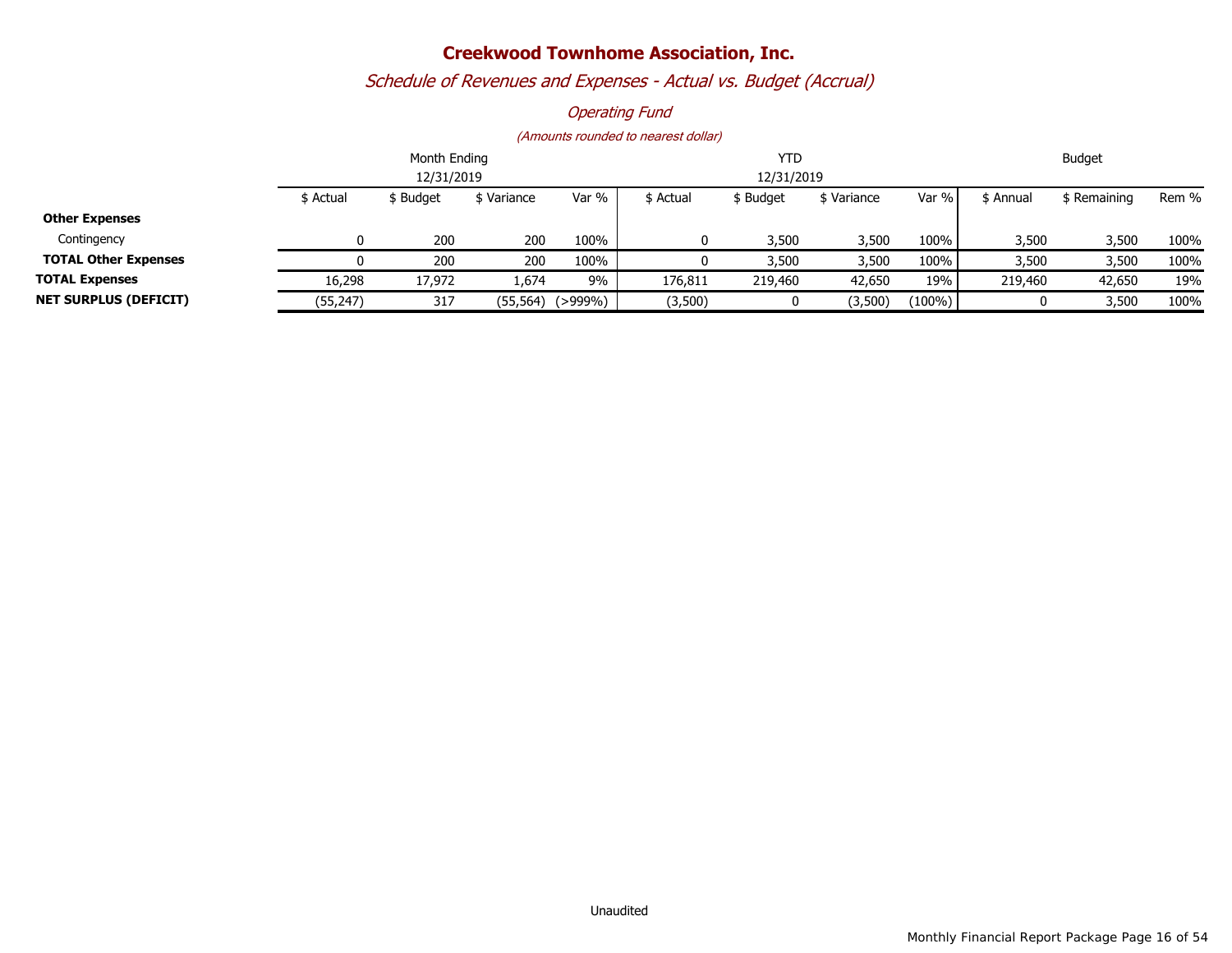# Creekwood Townhome Association, Inc.

## *Schedule of Revenues and Expenses - Actual vs. Budget (Accrual)*

### *Operating Fund*

*(Amounts rounded to nearest dollar)*

| | Month Ending 12/31/2019 | | | | YTD 12/31/2019 | | | | Budget | | |
|---|---|---|---|---|---|---|---|---|---|---|---|
| | $ Actual | $ Budget | $ Variance | Var % | $ Actual | $ Budget | $ Variance | Var % | $ Annual | $ Remaining | Rem % |
| **Other Expenses** | | | | | | | | | | | |
| Contingency | 0 | 200 | 200 | 100% | 0 | 3,500 | 3,500 | 100% | 3,500 | 3,500 | 100% |
| **TOTAL Other Expenses** | 0 | 200 | 200 | 100% | 0 | 3,500 | 3,500 | 100% | 3,500 | 3,500 | 100% |
| **TOTAL Expenses** | 16,298 | 17,972 | 1,674 | 9% | 176,811 | 219,460 | 42,650 | 19% | 219,460 | 42,650 | 19% |
| **NET SURPLUS (DEFICIT)** | (55,247) | 317 | (55,564) | (>999%) | (3,500) | 0 | (3,500) | (100%) | 0 | 3,500 | 100% |

Unaudited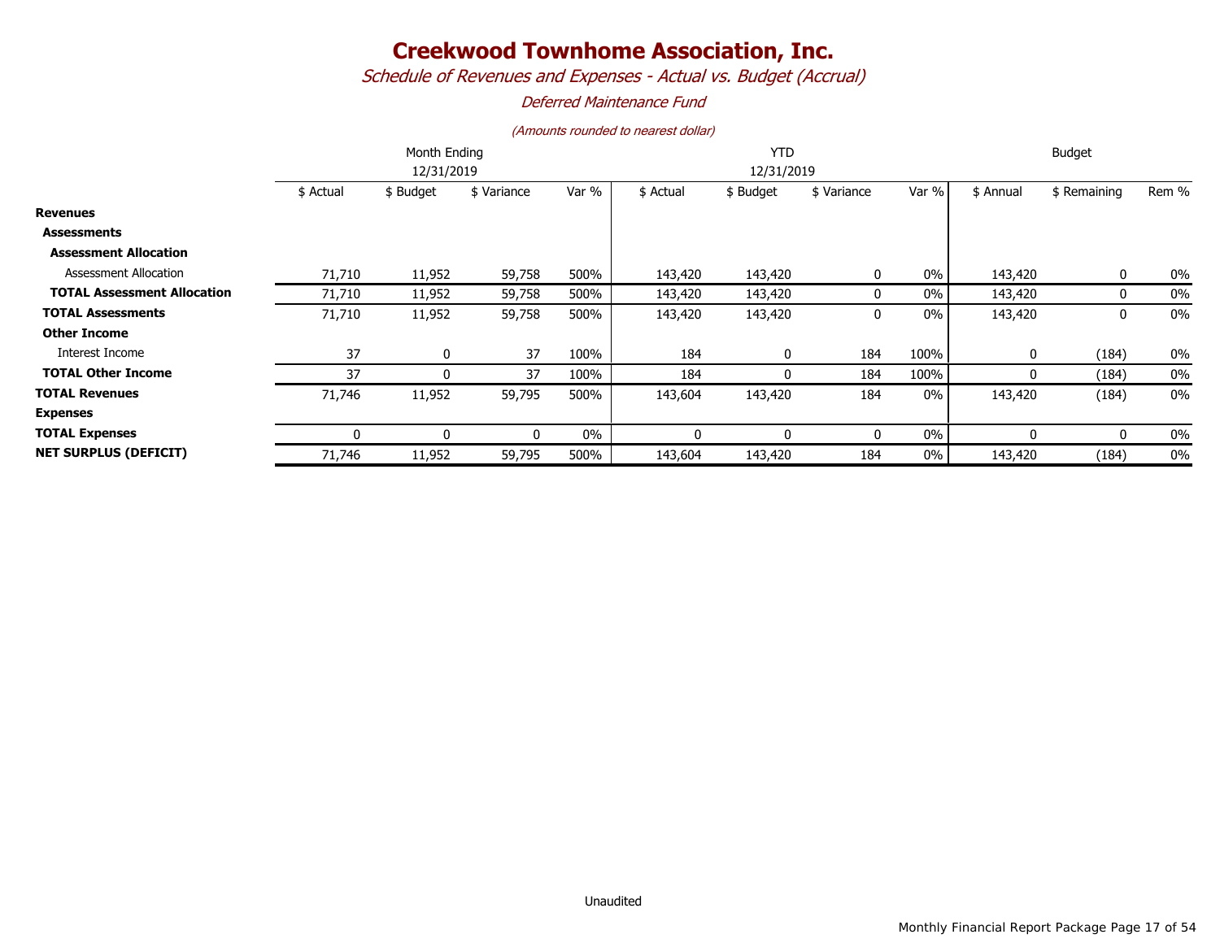# Creekwood Townhome Association, Inc.

*Schedule of Revenues and Expenses - Actual vs. Budget (Accrual)*

*Deferred Maintenance Fund*

*(Amounts rounded to nearest dollar)*

| | Month Ending 12/31/2019 | | | | YTD 12/31/2019 | | | | Budget | | |
|---|---|---|---|---|---|---|---|---|---|---|---|
| | $ Actual | $ Budget | $ Variance | Var % | $ Actual | $ Budget | $ Variance | Var % | $ Annual | $ Remaining | Rem % |
| **Revenues** | | | | | | | | | | | |
| **Assessments** | | | | | | | | | | | |
| **Assessment Allocation** | | | | | | | | | | | |
| Assessment Allocation | 71,710 | 11,952 | 59,758 | 500% | 143,420 | 143,420 | 0 | 0% | 143,420 | 0 | 0% |
| **TOTAL Assessment Allocation** | 71,710 | 11,952 | 59,758 | 500% | 143,420 | 143,420 | 0 | 0% | 143,420 | 0 | 0% |
| **TOTAL Assessments** | 71,710 | 11,952 | 59,758 | 500% | 143,420 | 143,420 | 0 | 0% | 143,420 | 0 | 0% |
| **Other Income** | | | | | | | | | | | |
| Interest Income | 37 | 0 | 37 | 100% | 184 | 0 | 184 | 100% | 0 | (184) | 0% |
| **TOTAL Other Income** | 37 | 0 | 37 | 100% | 184 | 0 | 184 | 100% | 0 | (184) | 0% |
| **TOTAL Revenues** | 71,746 | 11,952 | 59,795 | 500% | 143,604 | 143,420 | 184 | 0% | 143,420 | (184) | 0% |
| **Expenses** | | | | | | | | | | | |
| **TOTAL Expenses** | 0 | 0 | 0 | 0% | 0 | 0 | 0 | 0% | 0 | 0 | 0% |
| **NET SURPLUS (DEFICIT)** | 71,746 | 11,952 | 59,795 | 500% | 143,604 | 143,420 | 184 | 0% | 143,420 | (184) | 0% |

Unaudited